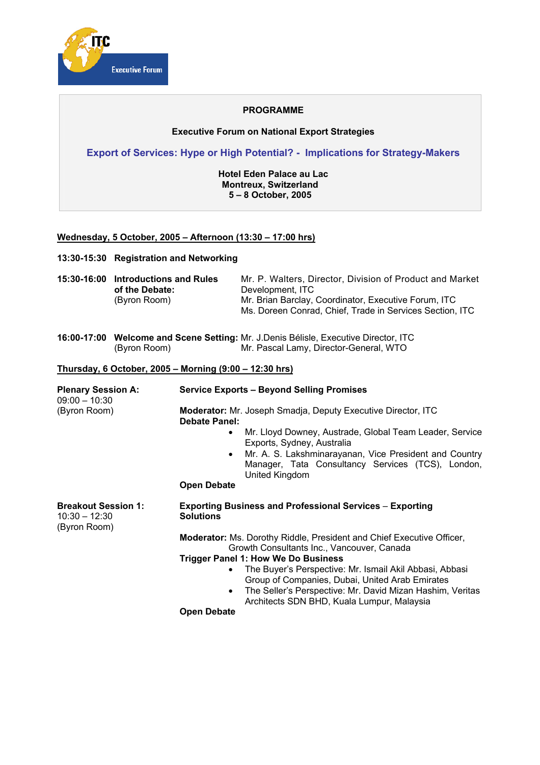ITC Executive Forum

**PROGRAMME**

**Executive Forum on National Export Strategies**

**Export of Services: Hype or High Potential? - Implications for Strategy-Makers**

**Hotel Eden Palace au Lac**
**Montreux, Switzerland**
**5 – 8 October, 2005**

## Wednesday, 5 October, 2005 – Afternoon (13:30 – 17:00 hrs)

**13:30-15:30 Registration and Networking**

**15:30-16:00 Introductions and Rules of the Debate:** (Byron Room)
Mr. P. Walters, Director, Division of Product and Market Development, ITC
Mr. Brian Barclay, Coordinator, Executive Forum, ITC
Ms. Doreen Conrad, Chief, Trade in Services Section, ITC

**16:00-17:00 Welcome and Scene Setting:** (Byron Room)
Mr. J.Denis Bélisle, Executive Director, ITC
Mr. Pascal Lamy, Director-General, WTO

## Thursday, 6 October, 2005 – Morning (9:00 – 12:30 hrs)

**Plenary Session A:**
09:00 – 10:30
(Byron Room)

**Service Exports – Beyond Selling Promises**

**Moderator:** Mr. Joseph Smadja, Deputy Executive Director, ITC
**Debate Panel:**

- Mr. Lloyd Downey, Austrade, Global Team Leader, Service Exports, Sydney, Australia
- Mr. A. S. Lakshminarayanan, Vice President and Country Manager, Tata Consultancy Services (TCS), London, United Kingdom

**Open Debate**

**Breakout Session 1:**
10:30 – 12:30
(Byron Room)

**Exporting Business and Professional Services – Exporting Solutions**

**Moderator:** Ms. Dorothy Riddle, President and Chief Executive Officer, Growth Consultants Inc., Vancouver, Canada
**Trigger Panel 1: How We Do Business**

- The Buyer's Perspective: Mr. Ismail Akil Abbasi, Abbasi Group of Companies, Dubai, United Arab Emirates
- The Seller's Perspective: Mr. David Mizan Hashim, Veritas Architects SDN BHD, Kuala Lumpur, Malaysia

**Open Debate**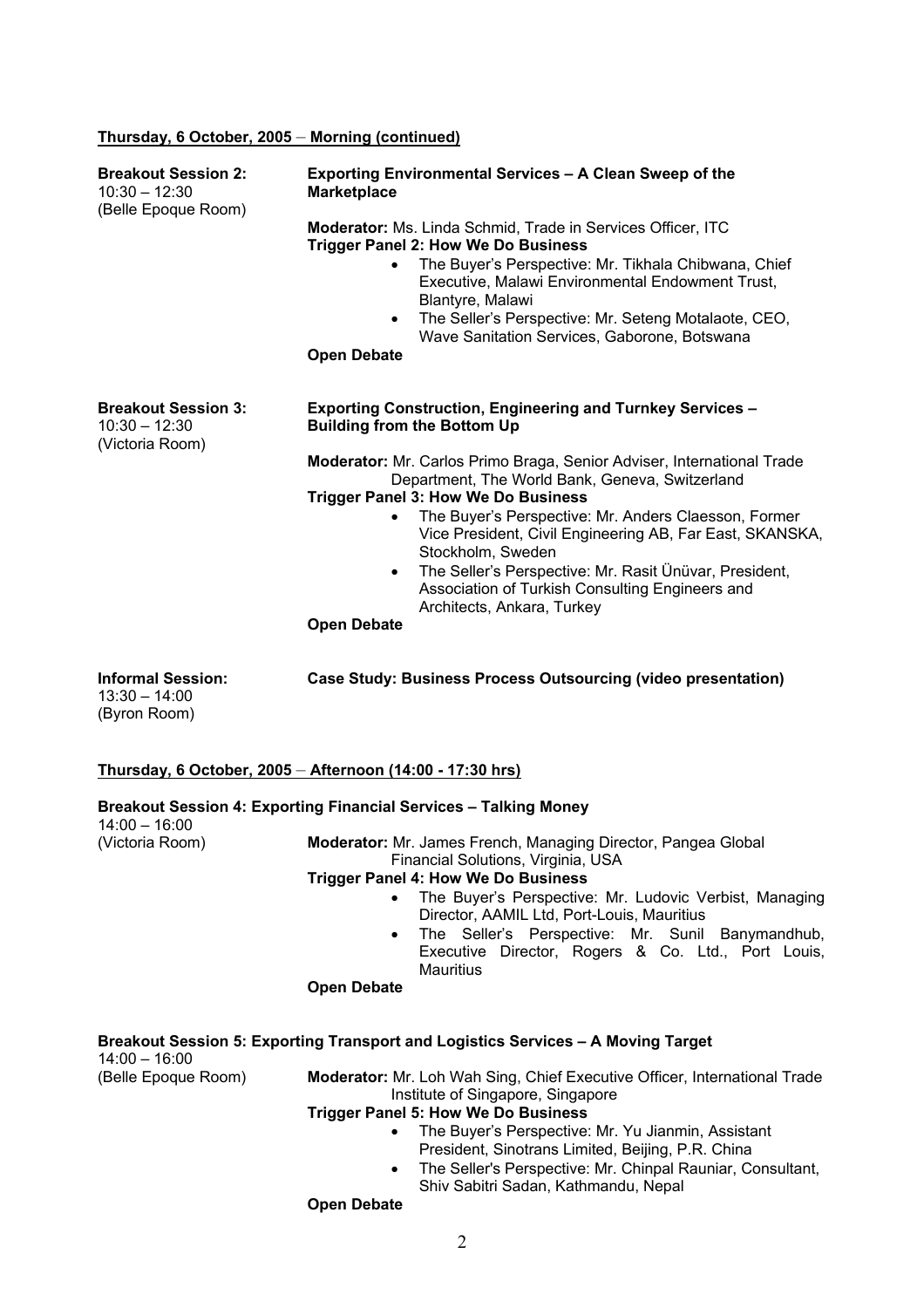**Thursday, 6 October, 2005 – Morning (continued)**

**Breakout Session 2:**
10:30 – 12:30
(Belle Epoque Room)

**Exporting Environmental Services – A Clean Sweep of the Marketplace**

**Moderator:** Ms. Linda Schmid, Trade in Services Officer, ITC

**Trigger Panel 2: How We Do Business**

- The Buyer's Perspective: Mr. Tikhala Chibwana, Chief Executive, Malawi Environmental Endowment Trust, Blantyre, Malawi
- The Seller's Perspective: Mr. Seteng Motalaote, CEO, Wave Sanitation Services, Gaborone, Botswana

**Open Debate**

**Breakout Session 3:**
10:30 – 12:30
(Victoria Room)

**Exporting Construction, Engineering and Turnkey Services – Building from the Bottom Up**

**Moderator:** Mr. Carlos Primo Braga, Senior Adviser, International Trade Department, The World Bank, Geneva, Switzerland

**Trigger Panel 3: How We Do Business**

- The Buyer's Perspective: Mr. Anders Claesson, Former Vice President, Civil Engineering AB, Far East, SKANSKA, Stockholm, Sweden
- The Seller's Perspective: Mr. Rasit Ünüvar, President, Association of Turkish Consulting Engineers and Architects, Ankara, Turkey

**Open Debate**

**Informal Session:**
13:30 – 14:00
(Byron Room)

**Case Study: Business Process Outsourcing (video presentation)**

**Thursday, 6 October, 2005 – Afternoon (14:00 - 17:30 hrs)**

**Breakout Session 4: Exporting Financial Services – Talking Money**
14:00 – 16:00
(Victoria Room)

**Moderator:** Mr. James French, Managing Director, Pangea Global Financial Solutions, Virginia, USA

**Trigger Panel 4: How We Do Business**

- The Buyer's Perspective: Mr. Ludovic Verbist, Managing Director, AAMIL Ltd, Port-Louis, Mauritius
- The Seller's Perspective: Mr. Sunil Banymandhub, Executive Director, Rogers & Co. Ltd., Port Louis, Mauritius

**Open Debate**

**Breakout Session 5: Exporting Transport and Logistics Services – A Moving Target**
14:00 – 16:00
(Belle Epoque Room)

**Moderator:** Mr. Loh Wah Sing, Chief Executive Officer, International Trade Institute of Singapore, Singapore

**Trigger Panel 5: How We Do Business**

- The Buyer's Perspective: Mr. Yu Jianmin, Assistant President, Sinotrans Limited, Beijing, P.R. China
- The Seller's Perspective: Mr. Chinpal Rauniar, Consultant, Shiv Sabitri Sadan, Kathmandu, Nepal

**Open Debate**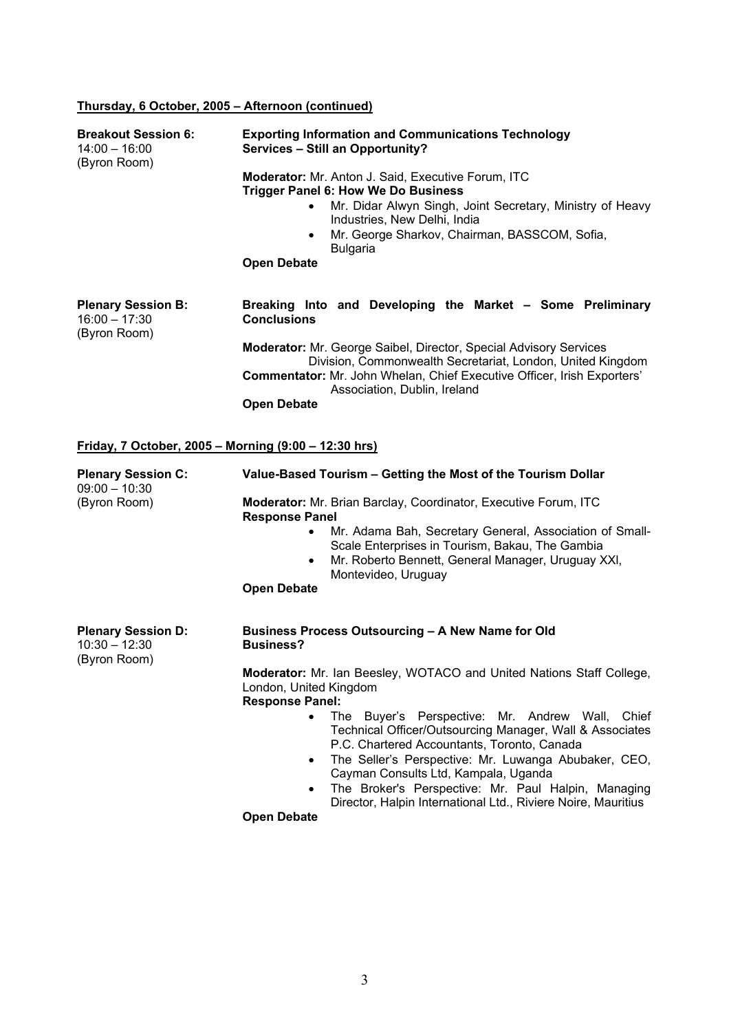**Thursday, 6 October, 2005 – Afternoon (continued)**

**Breakout Session 6:**
14:00 – 16:00
(Byron Room)

**Exporting Information and Communications Technology Services – Still an Opportunity?**

**Moderator:** Mr. Anton J. Said, Executive Forum, ITC
**Trigger Panel 6: How We Do Business**

- Mr. Didar Alwyn Singh, Joint Secretary, Ministry of Heavy Industries, New Delhi, India
- Mr. George Sharkov, Chairman, BASSCOM, Sofia, Bulgaria

**Open Debate**

**Plenary Session B:**
16:00 – 17:30
(Byron Room)

**Breaking Into and Developing the Market – Some Preliminary Conclusions**

**Moderator:** Mr. George Saibel, Director, Special Advisory Services Division, Commonwealth Secretariat, London, United Kingdom
**Commentator:** Mr. John Whelan, Chief Executive Officer, Irish Exporters' Association, Dublin, Ireland
**Open Debate**

**Friday, 7 October, 2005 – Morning (9:00 – 12:30 hrs)**

**Plenary Session C:**
09:00 – 10:30
(Byron Room)

**Value-Based Tourism – Getting the Most of the Tourism Dollar**

**Moderator:** Mr. Brian Barclay, Coordinator, Executive Forum, ITC
**Response Panel**

- Mr. Adama Bah, Secretary General, Association of Small-Scale Enterprises in Tourism, Bakau, The Gambia
- Mr. Roberto Bennett, General Manager, Uruguay XXI, Montevideo, Uruguay

**Open Debate**

**Plenary Session D:**
10:30 – 12:30
(Byron Room)

**Business Process Outsourcing – A New Name for Old Business?**

**Moderator:** Mr. Ian Beesley, WOTACO and United Nations Staff College, London, United Kingdom
**Response Panel:**

- The Buyer's Perspective: Mr. Andrew Wall, Chief Technical Officer/Outsourcing Manager, Wall & Associates P.C. Chartered Accountants, Toronto, Canada
- The Seller's Perspective: Mr. Luwanga Abubaker, CEO, Cayman Consults Ltd, Kampala, Uganda
- The Broker's Perspective: Mr. Paul Halpin, Managing Director, Halpin International Ltd., Riviere Noire, Mauritius

**Open Debate**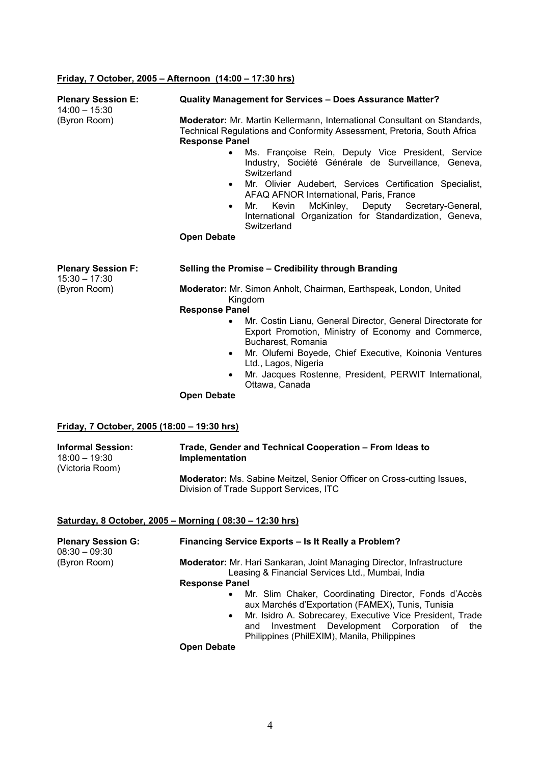**Friday, 7 October, 2005 – Afternoon (14:00 – 17:30 hrs)**

**Plenary Session E:**
14:00 – 15:30
(Byron Room)

**Quality Management for Services – Does Assurance Matter?**

**Moderator:** Mr. Martin Kellermann, International Consultant on Standards, Technical Regulations and Conformity Assessment, Pretoria, South Africa

**Response Panel**

- Ms. Françoise Rein, Deputy Vice President, Service Industry, Société Générale de Surveillance, Geneva, Switzerland
- Mr. Olivier Audebert, Services Certification Specialist, AFAQ AFNOR International, Paris, France
- Mr. Kevin McKinley, Deputy Secretary-General, International Organization for Standardization, Geneva, Switzerland

**Open Debate**

**Plenary Session F:**
15:30 – 17:30
(Byron Room)

**Selling the Promise – Credibility through Branding**

**Moderator:** Mr. Simon Anholt, Chairman, Earthspeak, London, United Kingdom

**Response Panel**

- Mr. Costin Lianu, General Director, General Directorate for Export Promotion, Ministry of Economy and Commerce, Bucharest, Romania
- Mr. Olufemi Boyede, Chief Executive, Koinonia Ventures Ltd., Lagos, Nigeria
- Mr. Jacques Rostenne, President, PERWIT International, Ottawa, Canada

**Open Debate**

**Friday, 7 October, 2005 (18:00 – 19:30 hrs)**

**Informal Session:**
18:00 – 19:30
(Victoria Room)

**Trade, Gender and Technical Cooperation – From Ideas to Implementation**

**Moderator:** Ms. Sabine Meitzel, Senior Officer on Cross-cutting Issues, Division of Trade Support Services, ITC

**Saturday, 8 October, 2005 – Morning ( 08:30 – 12:30 hrs)**

**Plenary Session G:**
08:30 – 09:30
(Byron Room)

**Financing Service Exports – Is It Really a Problem?**

**Moderator:** Mr. Hari Sankaran, Joint Managing Director, Infrastructure Leasing & Financial Services Ltd., Mumbai, India

**Response Panel**

- Mr. Slim Chaker, Coordinating Director, Fonds d'Accès aux Marchés d'Exportation (FAMEX), Tunis, Tunisia
- Mr. Isidro A. Sobrecarey, Executive Vice President, Trade and Investment Development Corporation of the Philippines (PhilEXIM), Manila, Philippines

**Open Debate**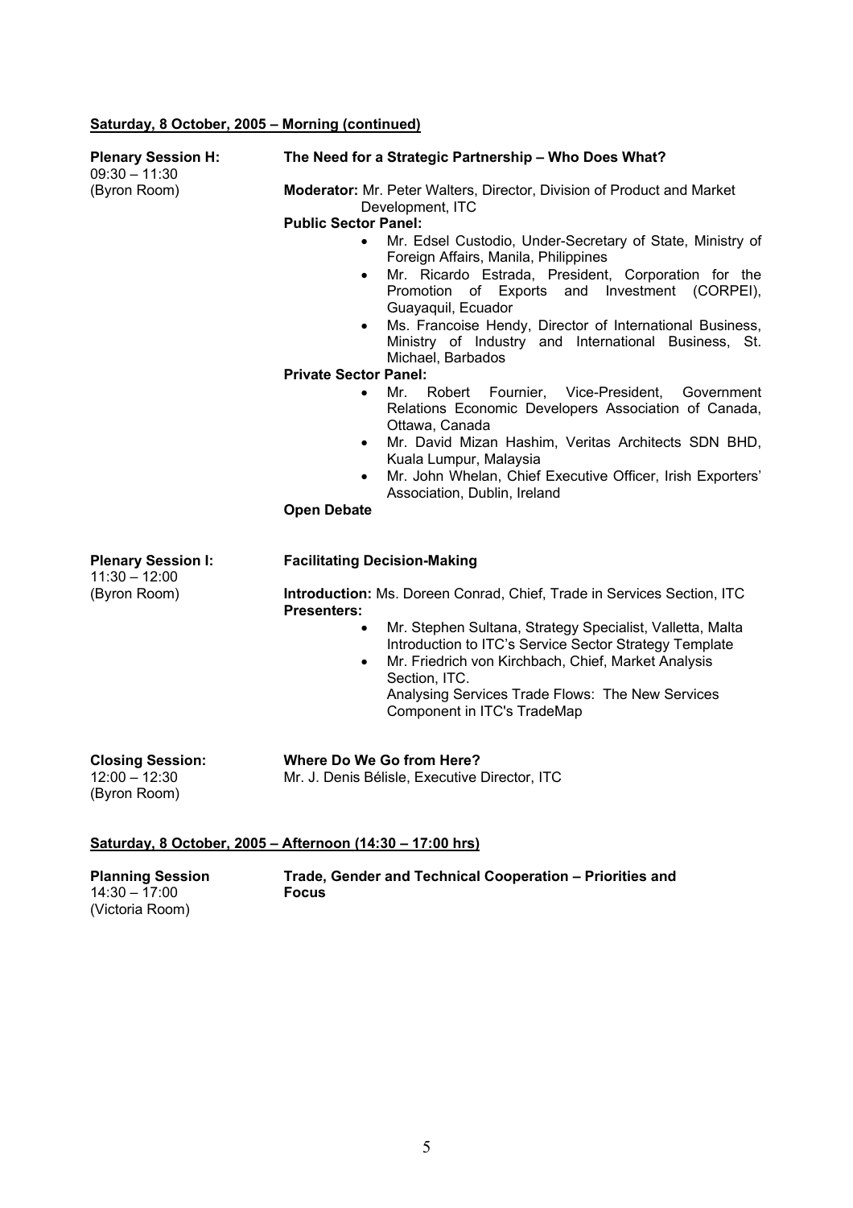**Saturday, 8 October, 2005 – Morning (continued)**

**Plenary Session H:**
09:30 – 11:30
(Byron Room)

**The Need for a Strategic Partnership – Who Does What?**

**Moderator:** Mr. Peter Walters, Director, Division of Product and Market Development, ITC

**Public Sector Panel:**

- Mr. Edsel Custodio, Under-Secretary of State, Ministry of Foreign Affairs, Manila, Philippines
- Mr. Ricardo Estrada, President, Corporation for the Promotion of Exports and Investment (CORPEI), Guayaquil, Ecuador
- Ms. Francoise Hendy, Director of International Business, Ministry of Industry and International Business, St. Michael, Barbados

**Private Sector Panel:**

- Mr. Robert Fournier, Vice-President, Government Relations Economic Developers Association of Canada, Ottawa, Canada
- Mr. David Mizan Hashim, Veritas Architects SDN BHD, Kuala Lumpur, Malaysia
- Mr. John Whelan, Chief Executive Officer, Irish Exporters' Association, Dublin, Ireland

**Open Debate**

**Plenary Session I:**
11:30 – 12:00
(Byron Room)

**Facilitating Decision-Making**

**Introduction:** Ms. Doreen Conrad, Chief, Trade in Services Section, ITC

**Presenters:**

- Mr. Stephen Sultana, Strategy Specialist, Valletta, Malta
  Introduction to ITC's Service Sector Strategy Template
- Mr. Friedrich von Kirchbach, Chief, Market Analysis Section, ITC.
  Analysing Services Trade Flows: The New Services Component in ITC's TradeMap

**Closing Session:**
12:00 – 12:30
(Byron Room)

**Where Do We Go from Here?**
Mr. J. Denis Bélisle, Executive Director, ITC

**Saturday, 8 October, 2005 – Afternoon (14:30 – 17:00 hrs)**

**Planning Session**
14:30 – 17:00
(Victoria Room)

**Trade, Gender and Technical Cooperation – Priorities and Focus**